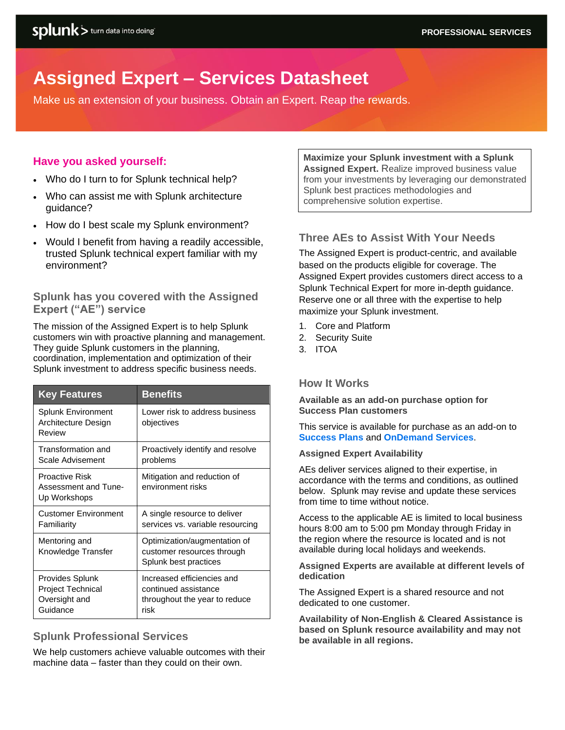# Assigned Expert – Services Datasheet

Make us an extension of your business. Obtain an Expert. Reap the rewards.

## Have you asked yourself:

- Who do I turn to for Splunk technical help?
- Who can assist me with Splunk architecture guidance?
- How do I best scale my Splunk environment?
- Would I benefit from having a readily accessible, trusted Splunk technical expert familiar with my environment?

## Splunk has you covered with the Assigned Expert ("AE") service

The mission of the Assigned Expert is to help Splunk customers win with proactive planning and management. They guide Splunk customers in the planning, coordination, implementation and optimization of their Splunk investment to address specific business needs.

| Key Features | Benefits |
| --- | --- |
| Splunk Environment Architecture Design Review | Lower risk to address business objectives |
| Transformation and Scale Advisement | Proactively identify and resolve problems |
| Proactive Risk Assessment and Tune-Up Workshops | Mitigation and reduction of environment risks |
| Customer Environment Familiarity | A single resource to deliver services vs. variable resourcing |
| Mentoring and Knowledge Transfer | Optimization/augmentation of customer resources through Splunk best practices |
| Provides Splunk Project Technical Oversight and Guidance | Increased efficiencies and continued assistance throughout the year to reduce risk |

## Splunk Professional Services

We help customers achieve valuable outcomes with their machine data – faster than they could on their own.

**Maximize your Splunk investment with a Splunk Assigned Expert.** Realize improved business value from your investments by leveraging our demonstrated Splunk best practices methodologies and comprehensive solution expertise.

## Three AEs to Assist With Your Needs

The Assigned Expert is product-centric, and available based on the products eligible for coverage. The Assigned Expert provides customers direct access to a Splunk Technical Expert for more in-depth guidance. Reserve one or all three with the expertise to help maximize your Splunk investment.

1. Core and Platform
2. Security Suite
3. ITOA

## How It Works

**Available as an add-on purchase option for Success Plan customers**

This service is available for purchase as an add-on to **Success Plans** and **OnDemand Services**.

**Assigned Expert Availability**

AEs deliver services aligned to their expertise, in accordance with the terms and conditions, as outlined below. Splunk may revise and update these services from time to time without notice.

Access to the applicable AE is limited to local business hours 8:00 am to 5:00 pm Monday through Friday in the region where the resource is located and is not available during local holidays and weekends.

**Assigned Experts are available at different levels of dedication**

The Assigned Expert is a shared resource and not dedicated to one customer.

**Availability of Non-English & Cleared Assistance is based on Splunk resource availability and may not be available in all regions.**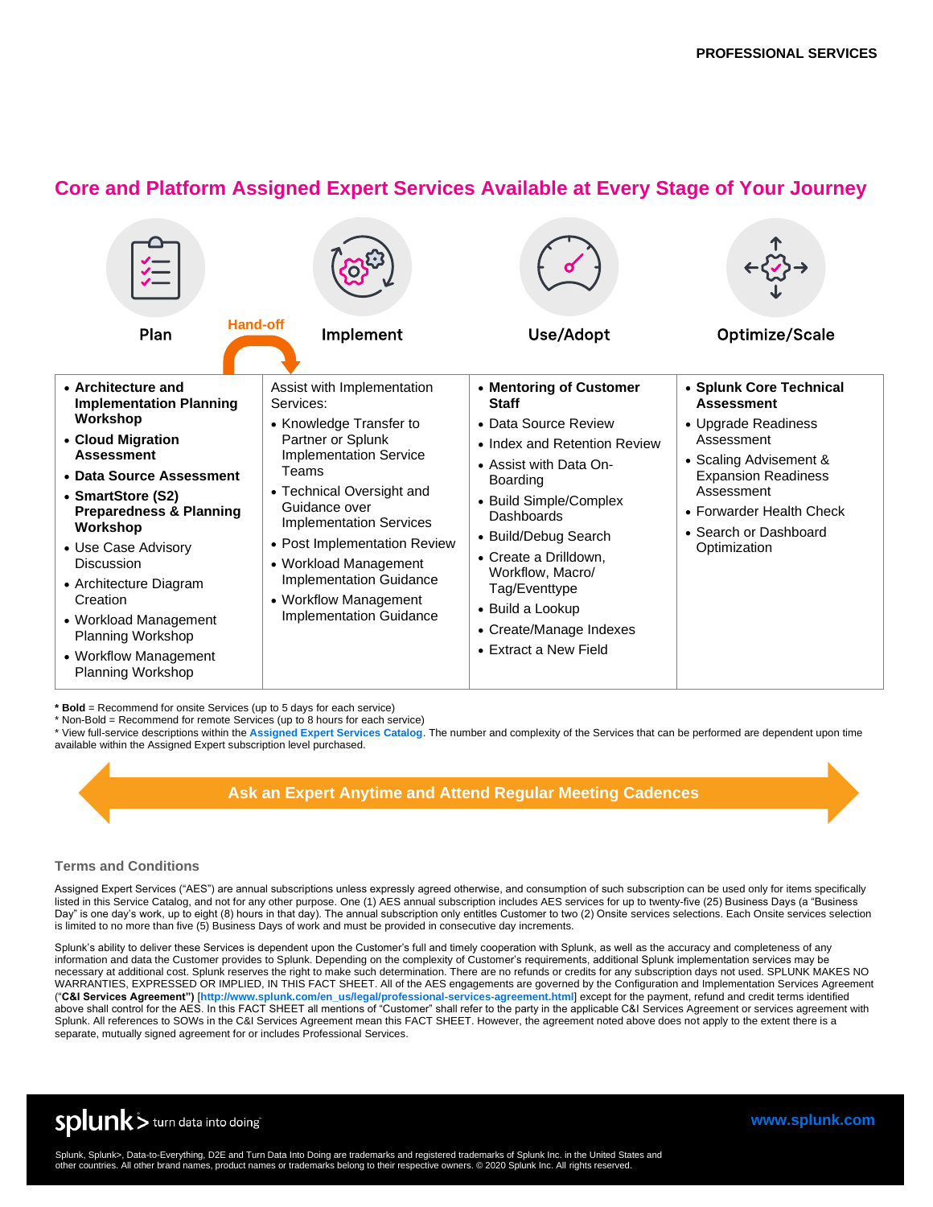## Core and Platform Assigned Expert Services Available at Every Stage of Your Journey

| Plan | Implement | Use/Adopt | Optimize/Scale |
|---|---|---|---|
| • **Architecture and Implementation Planning Workshop**<br>• **Cloud Migration Assessment**<br>• **Data Source Assessment**<br>• **SmartStore (S2) Preparedness & Planning Workshop**<br>• Use Case Advisory Discussion<br>• Architecture Diagram Creation<br>• Workload Management Planning Workshop<br>• Workflow Management Planning Workshop | Assist with Implementation Services:<br>• Knowledge Transfer to Partner or Splunk Implementation Service Teams<br>• Technical Oversight and Guidance over Implementation Services<br>• Post Implementation Review<br>• Workload Management Implementation Guidance<br>• Workflow Management Implementation Guidance | • **Mentoring of Customer Staff**<br>• Data Source Review<br>• Index and Retention Review<br>• Assist with Data On-Boarding<br>• Build Simple/Complex Dashboards<br>• Build/Debug Search<br>• Create a Drilldown, Workflow, Macro/ Tag/Eventtype<br>• Build a Lookup<br>• Create/Manage Indexes<br>• Extract a New Field | • **Splunk Core Technical Assessment**<br>• Upgrade Readiness Assessment<br>• Scaling Advisement & Expansion Readiness Assessment<br>• Forwarder Health Check<br>• Search or Dashboard Optimization |

Hand-off

* **Bold** = Recommend for onsite Services (up to 5 days for each service)
* Non-Bold = Recommend for remote Services (up to 8 hours for each service)
* View full-service descriptions within the **Assigned Expert Services Catalog**. The number and complexity of the Services that can be performed are dependent upon time available within the Assigned Expert subscription level purchased.

**Ask an Expert Anytime and Attend Regular Meeting Cadences**

### Terms and Conditions

Assigned Expert Services ("AES") are annual subscriptions unless expressly agreed otherwise, and consumption of such subscription can be used only for items specifically listed in this Service Catalog, and not for any other purpose. One (1) AES annual subscription includes AES services for up to twenty-five (25) Business Days (a "Business Day" is one day's work, up to eight (8) hours in that day). The annual subscription only entitles Customer to two (2) Onsite services selections. Each Onsite services selection is limited to no more than five (5) Business Days of work and must be provided in consecutive day increments.

Splunk's ability to deliver these Services is dependent upon the Customer's full and timely cooperation with Splunk, as well as the accuracy and completeness of any information and data the Customer provides to Splunk. Depending on the complexity of Customer's requirements, additional Splunk implementation services may be necessary at additional cost. Splunk reserves the right to make such determination. There are no refunds or credits for any subscription days not used. SPLUNK MAKES NO WARRANTIES, EXPRESSED OR IMPLIED, IN THIS FACT SHEET. All of the AES engagements are governed by the Configuration and Implementation Services Agreement ("**C&I Services Agreement"**) [**http://www.splunk.com/en_us/legal/professional-services-agreement.html**] except for the payment, refund and credit terms identified above shall control for the AES. In this FACT SHEET all mentions of "Customer" shall refer to the party in the applicable C&I Services Agreement or services agreement with Splunk. All references to SOWs in the C&I Services Agreement mean this FACT SHEET. However, the agreement noted above does not apply to the extent there is a separate, mutually signed agreement for or includes Professional Services.

splunk> turn data into doing

**www.splunk.com**

Splunk, Splunk>, Data-to-Everything, D2E and Turn Data Into Doing are trademarks and registered trademarks of Splunk Inc. in the United States and other countries. All other brand names, product names or trademarks belong to their respective owners. © 2020 Splunk Inc. All rights reserved.